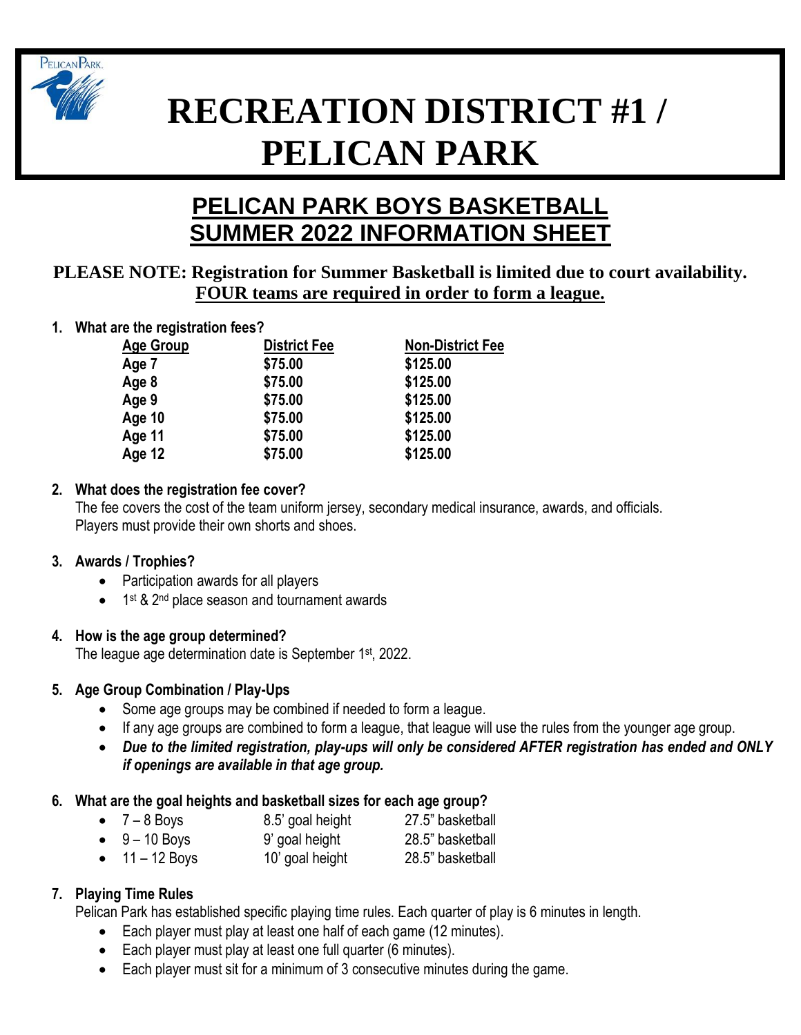# RECREATION DISTRICT #1 / PELICAN PARK

## PELICAN PARK BOYS BASKETBALL SUMMER 2022 INFORMATION SHEET

**PLEASE NOTE: Registration for Summer Basketball is limited due to court availability. FOUR teams are required in order to form a league.**

1. **What are the registration fees?**

| Age Group | District Fee | Non-District Fee |
|---|---|---|
| Age 7 | $75.00 | $125.00 |
| Age 8 | $75.00 | $125.00 |
| Age 9 | $75.00 | $125.00 |
| Age 10 | $75.00 | $125.00 |
| Age 11 | $75.00 | $125.00 |
| Age 12 | $75.00 | $125.00 |

2. **What does the registration fee cover?**
   The fee covers the cost of the team uniform jersey, secondary medical insurance, awards, and officials. Players must provide their own shorts and shoes.

3. **Awards / Trophies?**
   - Participation awards for all players
   - 1st & 2nd place season and tournament awards

4. **How is the age group determined?**
   The league age determination date is September 1st, 2022.

5. **Age Group Combination / Play-Ups**
   - Some age groups may be combined if needed to form a league.
   - If any age groups are combined to form a league, that league will use the rules from the younger age group.
   - ***Due to the limited registration, play-ups will only be considered AFTER registration has ended and ONLY if openings are available in that age group.***

6. **What are the goal heights and basketball sizes for each age group?**

| Age Group | Goal Height | Basketball |
|---|---|---|
| 7 – 8 Boys | 8.5' goal height | 27.5" basketball |
| 9 – 10 Boys | 9' goal height | 28.5" basketball |
| 11 – 12 Boys | 10' goal height | 28.5" basketball |

7. **Playing Time Rules**
   Pelican Park has established specific playing time rules. Each quarter of play is 6 minutes in length.
   - Each player must play at least one half of each game (12 minutes).
   - Each player must play at least one full quarter (6 minutes).
   - Each player must sit for a minimum of 3 consecutive minutes during the game.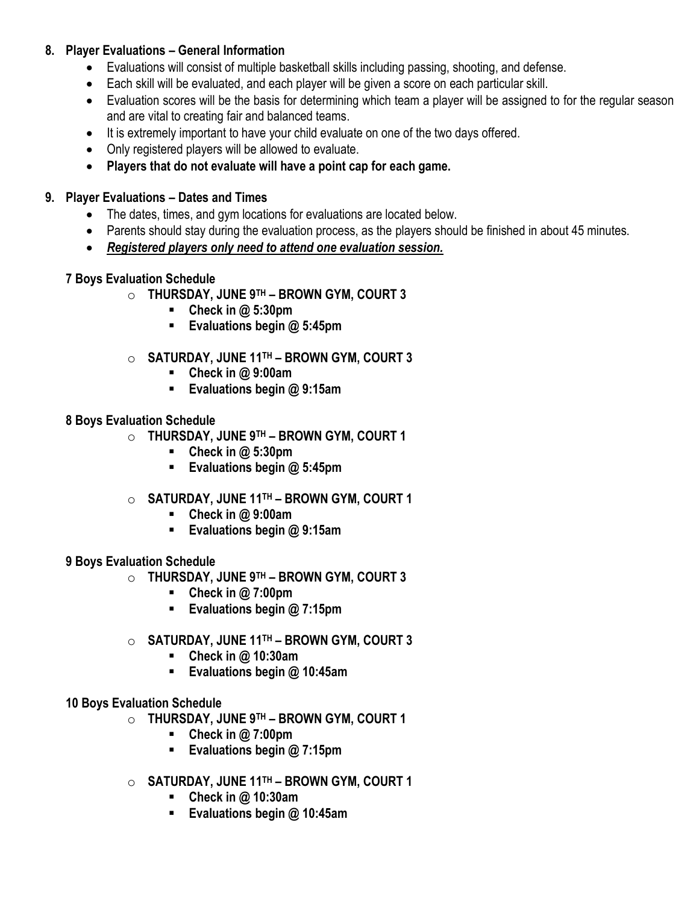## 8. Player Evaluations – General Information

- Evaluations will consist of multiple basketball skills including passing, shooting, and defense.
- Each skill will be evaluated, and each player will be given a score on each particular skill.
- Evaluation scores will be the basis for determining which team a player will be assigned to for the regular season and are vital to creating fair and balanced teams.
- It is extremely important to have your child evaluate on one of the two days offered.
- Only registered players will be allowed to evaluate.
- **Players that do not evaluate will have a point cap for each game.**

## 9. Player Evaluations – Dates and Times

- The dates, times, and gym locations for evaluations are located below.
- Parents should stay during the evaluation process, as the players should be finished in about 45 minutes.
- ***<u>Registered players only need to attend one evaluation session.</u>***

### 7 Boys Evaluation Schedule

- **THURSDAY, JUNE 9TH – BROWN GYM, COURT 3**
  - **Check in @ 5:30pm**
  - **Evaluations begin @ 5:45pm**
- **SATURDAY, JUNE 11TH – BROWN GYM, COURT 3**
  - **Check in @ 9:00am**
  - **Evaluations begin @ 9:15am**

### 8 Boys Evaluation Schedule

- **THURSDAY, JUNE 9TH – BROWN GYM, COURT 1**
  - **Check in @ 5:30pm**
  - **Evaluations begin @ 5:45pm**
- **SATURDAY, JUNE 11TH – BROWN GYM, COURT 1**
  - **Check in @ 9:00am**
  - **Evaluations begin @ 9:15am**

### 9 Boys Evaluation Schedule

- **THURSDAY, JUNE 9TH – BROWN GYM, COURT 3**
  - **Check in @ 7:00pm**
  - **Evaluations begin @ 7:15pm**
- **SATURDAY, JUNE 11TH – BROWN GYM, COURT 3**
  - **Check in @ 10:30am**
  - **Evaluations begin @ 10:45am**

### 10 Boys Evaluation Schedule

- **THURSDAY, JUNE 9TH – BROWN GYM, COURT 1**
  - **Check in @ 7:00pm**
  - **Evaluations begin @ 7:15pm**
- **SATURDAY, JUNE 11TH – BROWN GYM, COURT 1**
  - **Check in @ 10:30am**
  - **Evaluations begin @ 10:45am**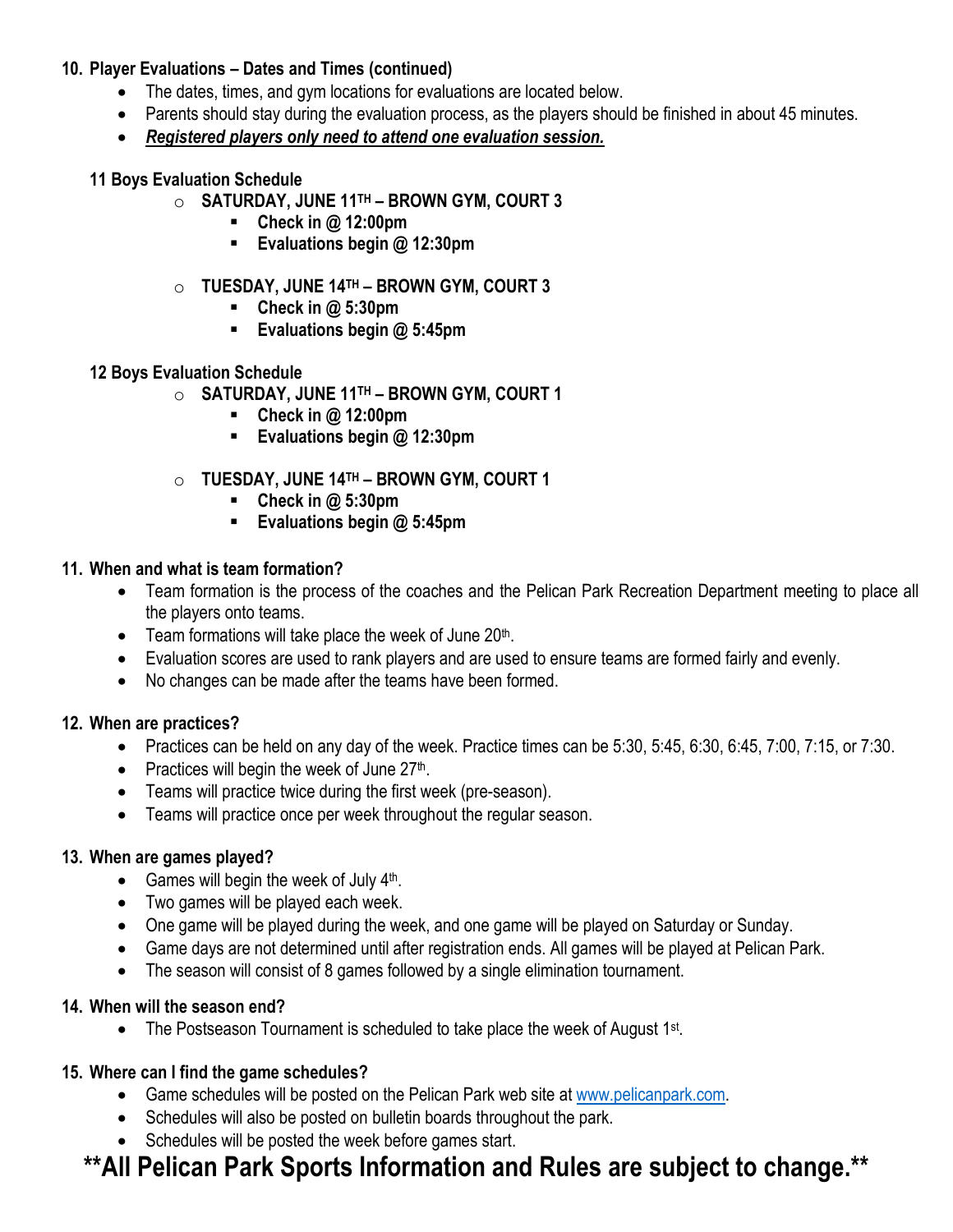**10. Player Evaluations – Dates and Times (continued)**

- The dates, times, and gym locations for evaluations are located below.
- Parents should stay during the evaluation process, as the players should be finished in about 45 minutes.
- ***Registered players only need to attend one evaluation session.***

**11 Boys Evaluation Schedule**

- **SATURDAY, JUNE 11TH – BROWN GYM, COURT 3**
  - **Check in @ 12:00pm**
  - **Evaluations begin @ 12:30pm**
- **TUESDAY, JUNE 14TH – BROWN GYM, COURT 3**
  - **Check in @ 5:30pm**
  - **Evaluations begin @ 5:45pm**

**12 Boys Evaluation Schedule**

- **SATURDAY, JUNE 11TH – BROWN GYM, COURT 1**
  - **Check in @ 12:00pm**
  - **Evaluations begin @ 12:30pm**
- **TUESDAY, JUNE 14TH – BROWN GYM, COURT 1**
  - **Check in @ 5:30pm**
  - **Evaluations begin @ 5:45pm**

**11. When and what is team formation?**

- Team formation is the process of the coaches and the Pelican Park Recreation Department meeting to place all the players onto teams.
- Team formations will take place the week of June 20th.
- Evaluation scores are used to rank players and are used to ensure teams are formed fairly and evenly.
- No changes can be made after the teams have been formed.

**12. When are practices?**

- Practices can be held on any day of the week. Practice times can be 5:30, 5:45, 6:30, 6:45, 7:00, 7:15, or 7:30.
- Practices will begin the week of June 27th.
- Teams will practice twice during the first week (pre-season).
- Teams will practice once per week throughout the regular season.

**13. When are games played?**

- Games will begin the week of July 4th.
- Two games will be played each week.
- One game will be played during the week, and one game will be played on Saturday or Sunday.
- Game days are not determined until after registration ends. All games will be played at Pelican Park.
- The season will consist of 8 games followed by a single elimination tournament.

**14. When will the season end?**

- The Postseason Tournament is scheduled to take place the week of August 1st.

**15. Where can I find the game schedules?**

- Game schedules will be posted on the Pelican Park web site at www.pelicanpark.com.
- Schedules will also be posted on bulletin boards throughout the park.
- Schedules will be posted the week before games start.

**\*\*All Pelican Park Sports Information and Rules are subject to change.\*\***